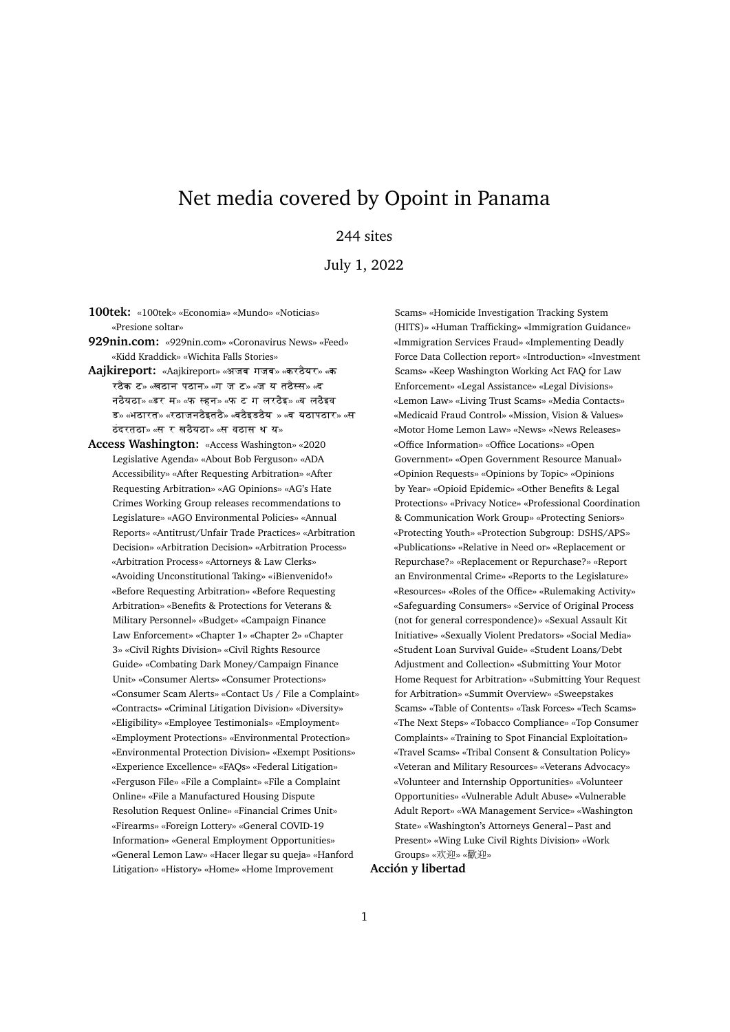# Net media covered by Opoint in Panama

244 sites

July 1, 2022

**100tek:** «100tek» «Economia» «Mundo» «Noticias» «Presione soltar»

**929nin.com:** «929nin.com» «Coronavirus News» «Feed» «Kidd Kraddick» «Wichita Falls Stories»

**Aajkireport:** «Aajkireport» «अजब गजब» «करठैयर» «क रठैक ट» «खठान पठान» «ग ज ट» «ज य तठैस्स» «द नठैयठा» «डर म» «फ स्हन» «फ ट ग लरठैइ» «ब लठैइव ड» «भठारत» «रठाजनठैइतठै» «वठैइडठैय » «व यठापठार» «स ठदरतठा» «स र खठैयठा» «स वठास थ य»

**Access Washington:** «Access Washington» «2020 Legislative Agenda» «About Bob Ferguson» «ADA Accessibility» «After Requesting Arbitration» «After Requesting Arbitration» «AG Opinions» «AG's Hate Crimes Working Group releases recommendations to Legislature» «AGO Environmental Policies» «Annual Reports» «Antitrust/Unfair Trade Practices» «Arbitration Decision» «Arbitration Decision» «Arbitration Process» «Arbitration Process» «Attorneys & Law Clerks» «Avoiding Unconstitutional Taking» «¡Bienvenido!» «Before Requesting Arbitration» «Before Requesting Arbitration» «Benefits & Protections for Veterans & Military Personnel» «Budget» «Campaign Finance Law Enforcement» «Chapter 1» «Chapter 2» «Chapter 3» «Civil Rights Division» «Civil Rights Resource Guide» «Combating Dark Money/Campaign Finance Unit» «Consumer Alerts» «Consumer Protections» «Consumer Scam Alerts» «Contact Us / File a Complaint» «Contracts» «Criminal Litigation Division» «Diversity» «Eligibility» «Employee Testimonials» «Employment» «Employment Protections» «Environmental Protection» «Environmental Protection Division» «Exempt Positions» «Experience Excellence» «FAQs» «Federal Litigation» «Ferguson File» «File a Complaint» «File a Complaint Online» «File a Manufactured Housing Dispute Resolution Request Online» «Financial Crimes Unit» «Firearms» «Foreign Lottery» «General COVID-19 Information» «General Employment Opportunities» «General Lemon Law» «Hacer llegar su queja» «Hanford Litigation» «History» «Home» «Home Improvement Scams» «Homicide Investigation Tracking System (HITS)» «Human Trafficking» «Immigration Guidance» «Immigration Services Fraud» «Implementing Deadly Force Data Collection report» «Introduction» «Investment Scams» «Keep Washington Working Act FAQ for Law Enforcement» «Legal Assistance» «Legal Divisions» «Lemon Law» «Living Trust Scams» «Media Contacts» «Medicaid Fraud Control» «Mission, Vision & Values» «Motor Home Lemon Law» «News» «News Releases» «Office Information» «Office Locations» «Open Government» «Open Government Resource Manual» «Opinion Requests» «Opinions by Topic» «Opinions by Year» «Opioid Epidemic» «Other Benefits & Legal Protections» «Privacy Notice» «Professional Coordination & Communication Work Group» «Protecting Seniors» «Protecting Youth» «Protection Subgroup: DSHS/APS» «Publications» «Relative in Need or» «Replacement or Repurchase?» «Replacement or Repurchase?» «Report an Environmental Crime» «Reports to the Legislature» «Resources» «Roles of the Office» «Rulemaking Activity» «Safeguarding Consumers» «Service of Original Process (not for general correspondence)» «Sexual Assault Kit Initiative» «Sexually Violent Predators» «Social Media» «Student Loan Survival Guide» «Student Loans/Debt Adjustment and Collection» «Submitting Your Motor Home Request for Arbitration» «Submitting Your Request for Arbitration» «Summit Overview» «Sweepstakes Scams» «Table of Contents» «Task Forces» «Tech Scams» «The Next Steps» «Tobacco Compliance» «Top Consumer Complaints» «Training to Spot Financial Exploitation» «Travel Scams» «Tribal Consent & Consultation Policy» «Veteran and Military Resources» «Veterans Advocacy» «Volunteer and Internship Opportunities» «Volunteer Opportunities» «Vulnerable Adult Abuse» «Vulnerable Adult Report» «WA Management Service» «Washington State» «Washington's Attorneys General – Past and Present» «Wing Luke Civil Rights Division» «Work Groups» «欢迎» «歡迎»

**Acción y libertad**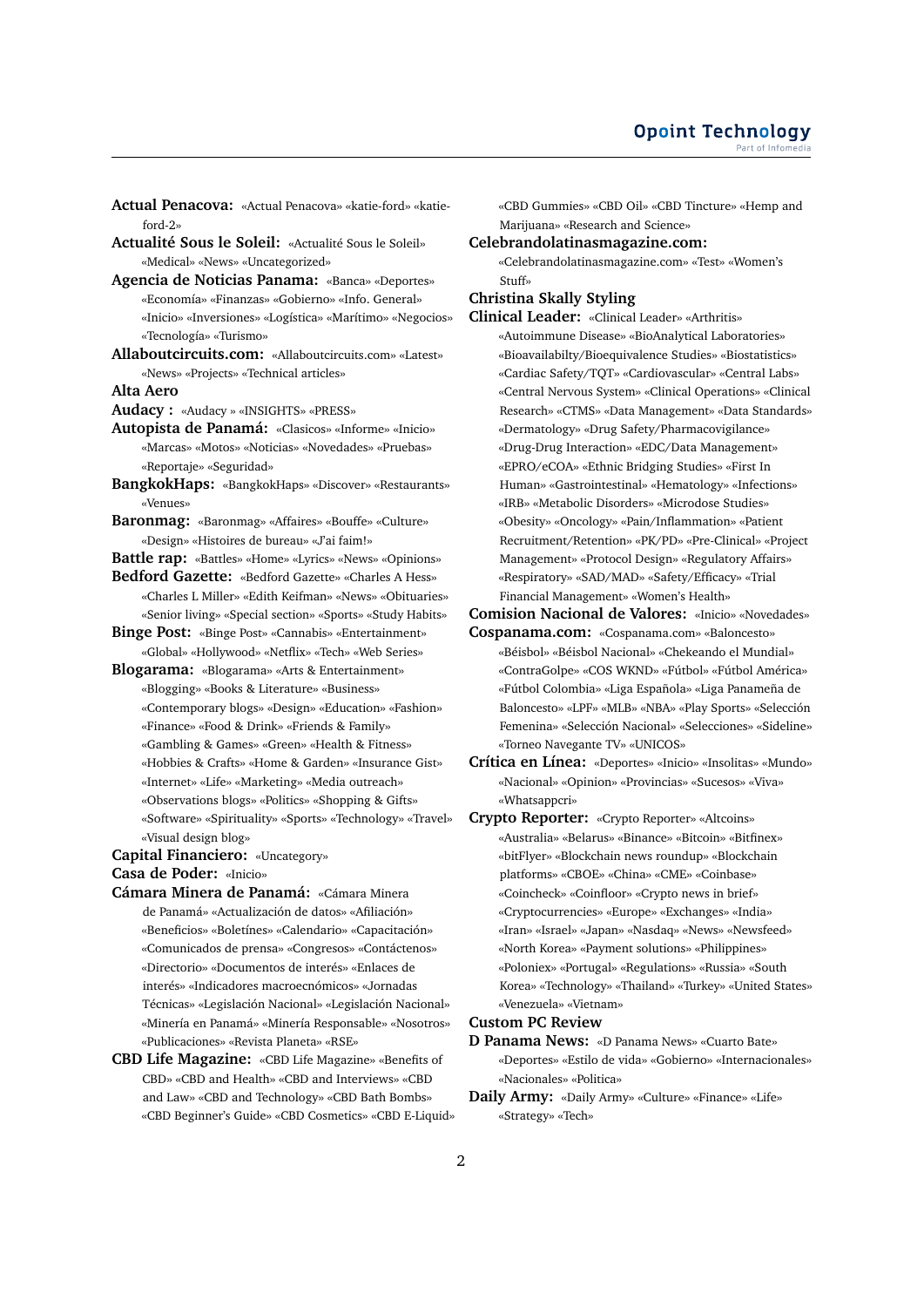**Actual Penacova:** «Actual Penacova» «katie-ford» «katie-ford-2»

**Actualité Sous le Soleil:** «Actualité Sous le Soleil» «Medical» «News» «Uncategorized»

**Agencia de Noticias Panama:** «Banca» «Deportes» «Economía» «Finanzas» «Gobierno» «Info. General» «Inicio» «Inversiones» «Logística» «Marítimo» «Negocios» «Tecnología» «Turismo»

**Allaboutcircuits.com:** «Allaboutcircuits.com» «Latest» «News» «Projects» «Technical articles»

**Alta Aero**

**Audacy :** «Audacy » «INSIGHTS» «PRESS»

**Autopista de Panamá:** «Clasicos» «Informe» «Inicio» «Marcas» «Motos» «Noticias» «Novedades» «Pruebas» «Reportaje» «Seguridad»

**BangkokHaps:** «BangkokHaps» «Discover» «Restaurants» «Venues»

**Baronmag:** «Baronmag» «Affaires» «Bouffe» «Culture» «Design» «Histoires de bureau» «J'ai faim!»

**Battle rap:** «Battles» «Home» «Lyrics» «News» «Opinions»

**Bedford Gazette:** «Bedford Gazette» «Charles A Hess» «Charles L Miller» «Edith Keifman» «News» «Obituaries» «Senior living» «Special section» «Sports» «Study Habits»

**Binge Post:** «Binge Post» «Cannabis» «Entertainment» «Global» «Hollywood» «Netflix» «Tech» «Web Series»

**Blogarama:** «Blogarama» «Arts & Entertainment» «Blogging» «Books & Literature» «Business» «Contemporary blogs» «Design» «Education» «Fashion» «Finance» «Food & Drink» «Friends & Family» «Gambling & Games» «Green» «Health & Fitness» «Hobbies & Crafts» «Home & Garden» «Insurance Gist» «Internet» «Life» «Marketing» «Media outreach» «Observations blogs» «Politics» «Shopping & Gifts» «Software» «Spirituality» «Sports» «Technology» «Travel» «Visual design blog»

**Capital Financiero:** «Uncategory»

**Casa de Poder:** «Inicio»

**Cámara Minera de Panamá:** «Cámara Minera de Panamá» «Actualización de datos» «Afiliación» «Beneficios» «Boletínes» «Calendario» «Capacitación» «Comunicados de prensa» «Congresos» «Contáctenos» «Directorio» «Documentos de interés» «Enlaces de interés» «Indicadores macroecnómicos» «Jornadas Técnicas» «Legislación Nacional» «Legislación Nacional» «Minería en Panamá» «Minería Responsable» «Nosotros» «Publicaciones» «Revista Planeta» «RSE»

**CBD Life Magazine:** «CBD Life Magazine» «Benefits of CBD» «CBD and Health» «CBD and Interviews» «CBD and Law» «CBD and Technology» «CBD Bath Bombs» «CBD Beginner's Guide» «CBD Cosmetics» «CBD E-Liquid» «CBD Gummies» «CBD Oil» «CBD Tincture» «Hemp and Marijuana» «Research and Science»

**Celebrandolatinasmagazine.com:** «Celebrandolatinasmagazine.com» «Test» «Women's Stuff»

**Christina Skally Styling**

**Clinical Leader:** «Clinical Leader» «Arthritis» «Autoimmune Disease» «BioAnalytical Laboratories» «Bioavailabilty/Bioequivalence Studies» «Biostatistics» «Cardiac Safety/TQT» «Cardiovascular» «Central Labs» «Central Nervous System» «Clinical Operations» «Clinical Research» «CTMS» «Data Management» «Data Standards» «Dermatology» «Drug Safety/Pharmacovigilance» «Drug-Drug Interaction» «EDC/Data Management» «EPRO/eCOA» «Ethnic Bridging Studies» «First In Human» «Gastrointestinal» «Hematology» «Infections» «IRB» «Metabolic Disorders» «Microdose Studies» «Obesity» «Oncology» «Pain/Inflammation» «Patient Recruitment/Retention» «PK/PD» «Pre-Clinical» «Project Management» «Protocol Design» «Regulatory Affairs» «Respiratory» «SAD/MAD» «Safety/Efficacy» «Trial Financial Management» «Women's Health»

**Comision Nacional de Valores:** «Inicio» «Novedades»

**Cospanama.com:** «Cospanama.com» «Baloncesto» «Béisbol» «Béisbol Nacional» «Chekeando el Mundial» «ContraGolpe» «COS WKND» «Fútbol» «Fútbol América» «Fútbol Colombia» «Liga Española» «Liga Panameña de Baloncesto» «LPF» «MLB» «NBA» «Play Sports» «Selección Femenina» «Selección Nacional» «Selecciones» «Sideline» «Torneo Navegante TV» «UNICOS»

**Crítica en Línea:** «Deportes» «Inicio» «Insolitas» «Mundo» «Nacional» «Opinion» «Provincias» «Sucesos» «Viva» «Whatsappcri»

**Crypto Reporter:** «Crypto Reporter» «Altcoins» «Australia» «Belarus» «Binance» «Bitcoin» «Bitfinex» «bitFlyer» «Blockchain news roundup» «Blockchain platforms» «CBOE» «China» «CME» «Coinbase» «Coincheck» «Coinfloor» «Crypto news in brief» «Cryptocurrencies» «Europe» «Exchanges» «India» «Iran» «Israel» «Japan» «Nasdaq» «News» «Newsfeed» «North Korea» «Payment solutions» «Philippines» «Poloniex» «Portugal» «Regulations» «Russia» «South Korea» «Technology» «Thailand» «Turkey» «United States» «Venezuela» «Vietnam»

**Custom PC Review**

**D Panama News:** «D Panama News» «Cuarto Bate» «Deportes» «Estilo de vida» «Gobierno» «Internacionales» «Nacionales» «Politica»

**Daily Army:** «Daily Army» «Culture» «Finance» «Life» «Strategy» «Tech»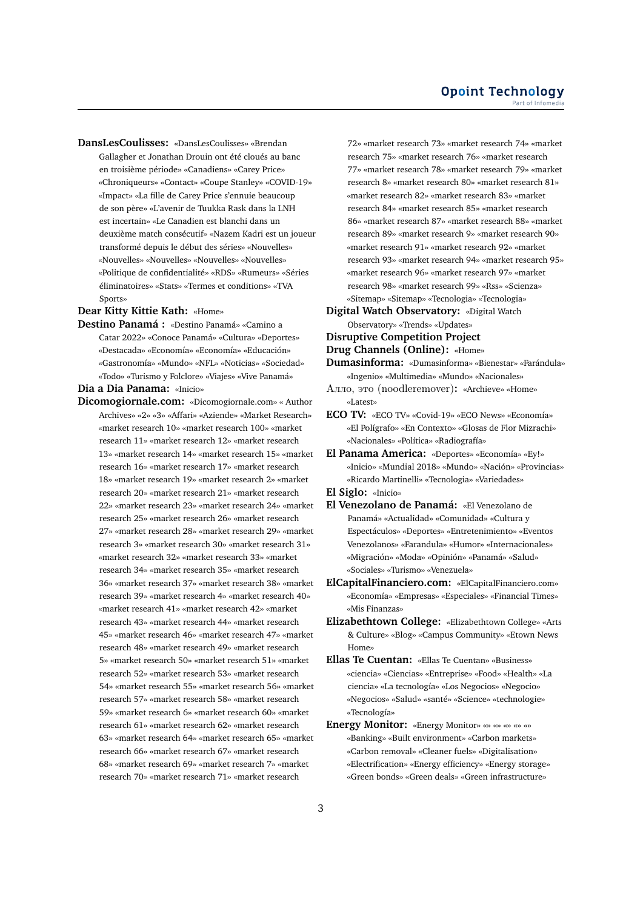**DansLesCoulisses:** «DansLesCoulisses» «Brendan Gallagher et Jonathan Drouin ont été cloués au banc en troisième période» «Canadiens» «Carey Price» «Chroniqueurs» «Contact» «Coupe Stanley» «COVID-19» «Impact» «La fille de Carey Price s'ennuie beaucoup de son père» «L'avenir de Tuukka Rask dans la LNH est incertain» «Le Canadien est blanchi dans un deuxième match consécutif» «Nazem Kadri est un joueur transformé depuis le début des séries» «Nouvelles» «Nouvelles» «Nouvelles» «Nouvelles» «Nouvelles» «Politique de confidentialité» «RDS» «Rumeurs» «Séries éliminatoires» «Stats» «Termes et conditions» «TVA Sports»

**Dear Kitty Kittie Kath:** «Home»

**Destino Panamá :** «Destino Panamá» «Camino a Catar 2022» «Conoce Panamá» «Cultura» «Deportes» «Destacada» «Economía» «Economía» «Educación» «Gastronomía» «Mundo» «NFL» «Noticias» «Sociedad» «Todo» «Turismo y Folclore» «Viajes» «Vive Panamá»

**Dia a Dia Panama:** «Inicio»

**Dicomogiornale.com:** «Dicomogiornale.com» « Author Archives» «2» «3» «Affari» «Aziende» «Market Research» «market research 10» «market research 100» «market research 11» «market research 12» «market research 13» «market research 14» «market research 15» «market research 16» «market research 17» «market research 18» «market research 19» «market research 2» «market research 20» «market research 21» «market research 22» «market research 23» «market research 24» «market research 25» «market research 26» «market research 27» «market research 28» «market research 29» «market research 3» «market research 30» «market research 31» «market research 32» «market research 33» «market research 34» «market research 35» «market research 36» «market research 37» «market research 38» «market research 39» «market research 4» «market research 40» «market research 41» «market research 42» «market research 43» «market research 44» «market research 45» «market research 46» «market research 47» «market research 48» «market research 49» «market research 5» «market research 50» «market research 51» «market research 52» «market research 53» «market research 54» «market research 55» «market research 56» «market research 57» «market research 58» «market research 59» «market research 6» «market research 60» «market research 61» «market research 62» «market research 63» «market research 64» «market research 65» «market research 66» «market research 67» «market research 68» «market research 69» «market research 7» «market research 70» «market research 71» «market research 72» «market research 73» «market research 74» «market research 75» «market research 76» «market research 77» «market research 78» «market research 79» «market research 8» «market research 80» «market research 81» «market research 82» «market research 83» «market research 84» «market research 85» «market research 86» «market research 87» «market research 88» «market research 89» «market research 9» «market research 90» «market research 91» «market research 92» «market research 93» «market research 94» «market research 95» «market research 96» «market research 97» «market research 98» «market research 99» «Rss» «Scienza» «Sitemap» «Sitemap» «Tecnologia» «Tecnologia»

**Digital Watch Observatory:** «Digital Watch Observatory» «Trends» «Updates»

**Disruptive Competition Project**

**Drug Channels (Online):** «Home»

**Dumasinforma:** «Dumasinforma» «Bienestar» «Farándula» «Ingenio» «Multimedia» «Mundo» «Nacionales»

**Алло, это (noodleremover):** «Archieve» «Home» «Latest»

**ECO TV:** «ECO TV» «Covid-19» «ECO News» «Economía» «El Polígrafo» «En Contexto» «Glosas de Flor Mizrachi» «Nacionales» «Política» «Radiografía»

**El Panama America:** «Deportes» «Economía» «Ey!» «Inicio» «Mundial 2018» «Mundo» «Nación» «Provincias» «Ricardo Martinelli» «Tecnología» «Variedades»

**El Siglo:** «Inicio»

**El Venezolano de Panamá:** «El Venezolano de Panamá» «Actualidad» «Comunidad» «Cultura y Espectáculos» «Deportes» «Entretenimiento» «Eventos Venezolanos» «Farandula» «Humor» «Internacionales» «Migración» «Moda» «Opinión» «Panamá» «Salud» «Sociales» «Turismo» «Venezuela»

**ElCapitalFinanciero.com:** «ElCapitalFinanciero.com» «Economía» «Empresas» «Especiales» «Financial Times» «Mis Finanzas»

**Elizabethtown College:** «Elizabethtown College» «Arts & Culture» «Blog» «Campus Community» «Etown News Home»

**Ellas Te Cuentan:** «Ellas Te Cuentan» «Business» «ciencia» «Ciencias» «Entreprise» «Food» «Health» «La ciencia» «La tecnología» «Los Negocios» «Negocio» «Negocios» «Salud» «santé» «Science» «technologie» «Tecnología»

**Energy Monitor:** «Energy Monitor» «» «» «» «» «» «Banking» «Built environment» «Carbon markets» «Carbon removal» «Cleaner fuels» «Digitalisation» «Electrification» «Energy efficiency» «Energy storage» «Green bonds» «Green deals» «Green infrastructure»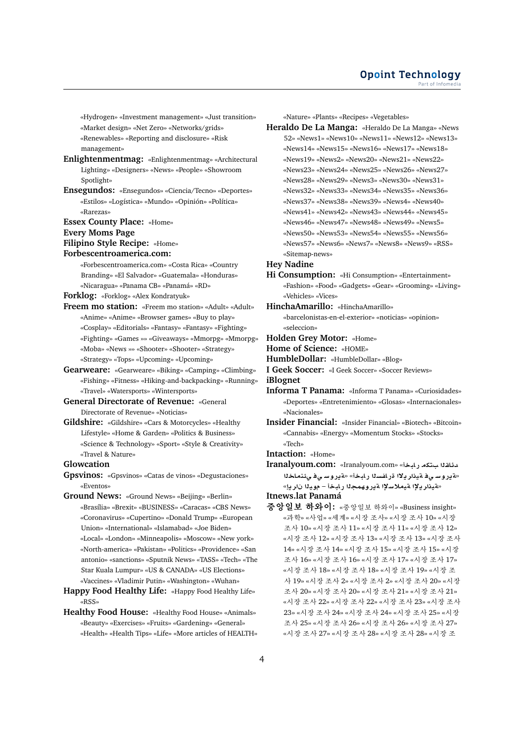«Hydrogen» «Investment management» «Just transition» «Market design» «Net Zero» «Networks/grids» «Renewables» «Reporting and disclosure» «Risk management»

**Enlightenmentmag:** «Enlightenmentmag» «Architectural Lighting» «Designers» «News» «People» «Showroom Spotlight»

**Ensegundos:** «Ensegundos» «Ciencia/Tecno» «Deportes» «Estilos» «Logística» «Mundo» «Opinión» «Política» «Rarezas»

**Essex County Place:** «Home»

**Every Moms Page**

**Filipino Style Recipe:** «Home»

**Forbescentroamerica.com:** «Forbescentroamerica.com» «Costa Rica» «Country Branding» «El Salvador» «Guatemala» «Honduras» «Nicaragua» «Panama CB» «Panamá» «RD»

**Forklog:** «Forklog» «Alex Kondratyuk»

**Freem mo station:** «Freem mo station» «Adult» «Adult» «Anime» «Anime» «Browser games» «Buy to play» «Cosplay» «Editorials» «Fantasy» «Fantasy» «Fighting» «Fighting» «Games »» «Giveaways» «Mmorpg» «Mmorpg» «Moba» «News »» «Shooter» «Shooter» «Strategy» «Strategy» «Tops» «Upcoming» «Upcoming»

**Gearweare:** «Gearweare» «Biking» «Camping» «Climbing» «Fishing» «Fitness» «Hiking-and-backpacking» «Running» «Travel» «Watersports» «Wintersports»

**General Directorate of Revenue:** «General Directorate of Revenue» «Noticias»

**Gildshire:** «Gildshire» «Cars & Motorcycles» «Healthy Lifestyle» «Home & Garden» «Politics & Business» «Science & Technology» «Sport» «Style & Creativity» «Travel & Nature»

**Glowcation**

**Gpsvinos:** «Gpsvinos» «Catas de vinos» «Degustaciones» «Eventos»

**Ground News:** «Ground News» «Beijing» «Berlin» «Brasília» «Brexit» «BUSINESS» «Caracas» «CBS News» «Coronavirus» «Cupertino» «Donald Trump» «European Union» «International» «Islamabad» «Joe Biden» «Local» «London» «Minneapolis» «Moscow» «New york» «North-america» «Pakistan» «Politics» «Providence» «San antonio» «sanctions» «Sputnik News» «TASS» «Tech» «The Star Kuala Lumpur» «US & CANADA» «US Elections» «Vaccines» «Vladimir Putin» «Washington» «Wuhan»

**Happy Food Healthy Life:** «Happy Food Healthy Life» «RSS»

**Healthy Food House:** «Healthy Food House» «Animals» «Beauty» «Exercises» «Fruits» «Gardening» «General» «Health» «Health Tips» «Life» «More articles of HEALTH» «Nature» «Plants» «Recipes» «Vegetables»

**Heraldo De La Manga:** «Heraldo De La Manga» «News 52» «News1» «News10» «News11» «News12» «News13» «News14» «News15» «News16» «News17» «News18» «News19» «News2» «News20» «News21» «News22» «News23» «News24» «News25» «News26» «News27» «News28» «News29» «News3» «News30» «News31» «News32» «News33» «News34» «News35» «News36» «News37» «News38» «News39» «News4» «News40» «News41» «News42» «News43» «News44» «News45» «News46» «News47» «News48» «News49» «News5» «News50» «News53» «News54» «News55» «News56» «News57» «News6» «News7» «News8» «News9» «RSS» «Sitemap-news»

**Hey Nadine**

**Hi Consumption:** «Hi Consumption» «Entertainment» «Fashion» «Food» «Gadgets» «Gear» «Grooming» «Living» «Vehicles» «Vices»

**HinchaAmarillo:** «HinchaAmarillo» «barcelonistas-en-el-exterior» «noticias» «opinion» «seleccion»

**Holden Grey Motor:** «Home»

**Home of Science:** «HOME»

**HumbleDollar:** «HumbleDollar» «Blog»

**I Geek Soccer:** «I Geek Soccer» «Soccer Reviews»

**iBlognet**

**Informa T Panama:** «Informa T Panama» «Curiosidades» «Deportes» «Entretenimiento» «Glosas» «Internacionales» «Nacionales»

**Insider Financial:** «Insider Financial» «Biotech» «Bitcoin» «Cannabis» «Energy» «Momentum Stocks» «Stocks» «Tech»

**Intaction:** «Home»

**Iranalyoum.com:** «Iranalyoum.com» «أخبار مكتب القائد» «أخبار السفارة الإيرانية في سوريا» «الخامنئي في سوريا» «إيران اليوم – أخبار الجمهورية الإسلامية الإيرانية»

**Itnews.lat Panamá**

**중앙일보 하와이:** «중앙일보 하와이» «Business insight» «과학» «사업» «세계» «시장 조사» «시장 조사 10» «시장 조사 10» «시장 조사 11» «시장 조사 11» «시장 조사 12» «시장 조사 12» «시장 조사 13» «시장 조사 13» «시장 조사 14» «시장 조사 14» «시장 조사 15» «시장 조사 15» «시장 조사 16» «시장 조사 16» «시장 조사 17» «시장 조사 17» «시장 조사 18» «시장 조사 18» «시장 조사 19» «시장 조사 19» «시장 조사 2» «시장 조사 2» «시장 조사 20» «시장 조사 20» «시장 조사 20» «시장 조사 21» «시장 조사 21» «시장 조사 22» «시장 조사 22» «시장 조사 23» «시장 조사 23» «시장 조사 24» «시장 조사 24» «시장 조사 25» «시장 조사 25» «시장 조사 26» «시장 조사 26» «시장 조사 27» «시장 조사 27» «시장 조사 28» «시장 조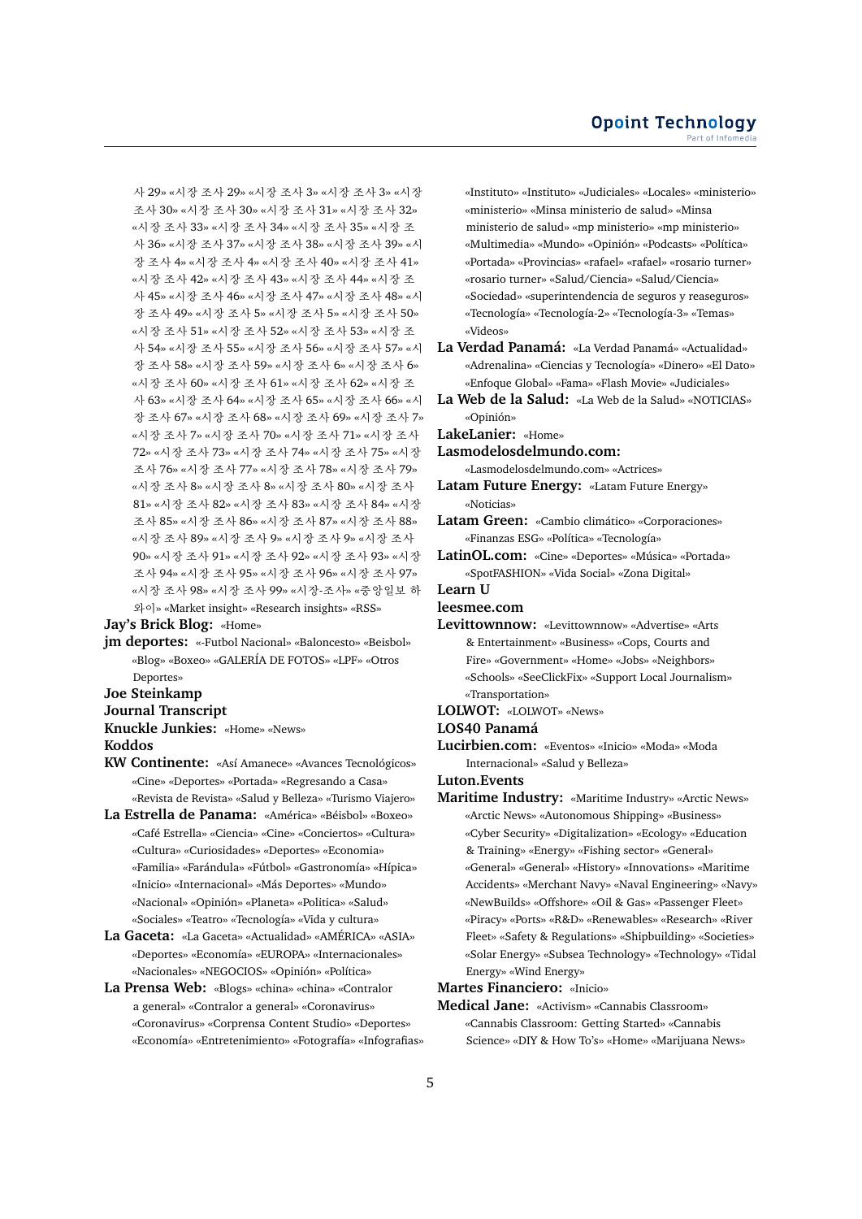사 29» «시장 조사 29» «시장 조사 3» «시장 조사 3» «시장 조사 30» «시장 조사 30» «시장 조사 31» «시장 조사 32» «시장 조사 33» «시장 조사 34» «시장 조사 35» «시장 조사 36» «시장 조사 37» «시장 조사 38» «시장 조사 39» «시장 조사 4» «시장 조사 4» «시장 조사 40» «시장 조사 41» «시장 조사 42» «시장 조사 43» «시장 조사 44» «시장 조사 45» «시장 조사 46» «시장 조사 47» «시장 조사 48» «시장 조사 49» «시장 조사 5» «시장 조사 5» «시장 조사 50» «시장 조사 51» «시장 조사 52» «시장 조사 53» «시장 조사 54» «시장 조사 55» «시장 조사 56» «시장 조사 57» «시장 조사 58» «시장 조사 59» «시장 조사 6» «시장 조사 6» «시장 조사 60» «시장 조사 61» «시장 조사 62» «시장 조사 63» «시장 조사 64» «시장 조사 65» «시장 조사 66» «시장 조사 67» «시장 조사 68» «시장 조사 69» «시장 조사 7» «시장 조사 7» «시장 조사 70» «시장 조사 71» «시장 조사 72» «시장 조사 73» «시장 조사 74» «시장 조사 75» «시장 조사 76» «시장 조사 77» «시장 조사 78» «시장 조사 79» «시장 조사 8» «시장 조사 8» «시장 조사 80» «시장 조사 81» «시장 조사 82» «시장 조사 83» «시장 조사 84» «시장 조사 85» «시장 조사 86» «시장 조사 87» «시장 조사 88» «시장 조사 89» «시장 조사 9» «시장 조사 9» «시장 조사 90» «시장 조사 91» «시장 조사 92» «시장 조사 93» «시장 조사 94» «시장 조사 95» «시장 조사 96» «시장 조사 97» «시장 조사 98» «시장 조사 99» «시장-조사» «중앙일보 하와이» «Market insight» «Research insights» «RSS»

**Jay's Brick Blog:** «Home»

**jm deportes:** «-Futbol Nacional» «Baloncesto» «Beisbol» «Blog» «Boxeo» «GALERÍA DE FOTOS» «LPF» «Otros Deportes»

**Joe Steinkamp**

**Journal Transcript**

**Knuckle Junkies:** «Home» «News»

**Koddos**

**KW Continente:** «Así Amanece» «Avances Tecnológicos» «Cine» «Deportes» «Portada» «Regresando a Casa» «Revista de Revista» «Salud y Belleza» «Turismo Viajero»

**La Estrella de Panama:** «América» «Béisbol» «Boxeo» «Café Estrella» «Ciencia» «Cine» «Conciertos» «Cultura» «Cultura» «Curiosidades» «Deportes» «Economía» «Familia» «Farándula» «Fútbol» «Gastronomía» «Hípica» «Inicio» «Internacional» «Más Deportes» «Mundo» «Nacional» «Opinión» «Planeta» «Politica» «Salud» «Sociales» «Teatro» «Tecnología» «Vida y cultura»

**La Gaceta:** «La Gaceta» «Actualidad» «AMÉRICA» «ASIA» «Deportes» «Economía» «EUROPA» «Internacionales» «Nacionales» «NEGOCIOS» «Opinión» «Política»

**La Prensa Web:** «Blogs» «china» «china» «Contralor a general» «Contralor a general» «Coronavirus» «Coronavirus» «Corprensa Content Studio» «Deportes» «Economía» «Entretenimiento» «Fotografía» «Infografias» «Instituto» «Instituto» «Judiciales» «Locales» «ministerio» «ministerio» «Minsa ministerio de salud» «Minsa ministerio de salud» «mp ministerio» «mp ministerio» «Multimedia» «Mundo» «Opinión» «Podcasts» «Política» «Portada» «Provincias» «rafael» «rafael» «rosario turner» «rosario turner» «Salud/Ciencia» «Salud/Ciencia» «Sociedad» «superintendencia de seguros y reaseguros» «Tecnología» «Tecnología-2» «Tecnología-3» «Temas» «Videos»

**La Verdad Panamá:** «La Verdad Panamá» «Actualidad» «Adrenalina» «Ciencias y Tecnología» «Dinero» «El Dato» «Enfoque Global» «Fama» «Flash Movie» «Judiciales»

**La Web de la Salud:** «La Web de la Salud» «NOTICIAS» «Opinión»

**LakeLanier:** «Home»

**Lasmodelosdelmundo.com:** «Lasmodelosdelmundo.com» «Actrices»

**Latam Future Energy:** «Latam Future Energy» «Noticias»

**Latam Green:** «Cambio climático» «Corporaciones» «Finanzas ESG» «Política» «Tecnología»

**LatinOL.com:** «Cine» «Deportes» «Música» «Portada» «SpotFASHION» «Vida Social» «Zona Digital»

**Learn U**

**leesmee.com**

**Levittownnow:** «Levittownnow» «Advertise» «Arts & Entertainment» «Business» «Cops, Courts and Fire» «Government» «Home» «Jobs» «Neighbors» «Schools» «SeeClickFix» «Support Local Journalism» «Transportation»

**LOLWOT:** «LOLWOT» «News»

**LOS40 Panamá**

**Lucirbien.com:** «Eventos» «Inicio» «Moda» «Moda Internacional» «Salud y Belleza»

**Luton.Events**

**Maritime Industry:** «Maritime Industry» «Arctic News» «Arctic News» «Autonomous Shipping» «Business» «Cyber Security» «Digitalization» «Ecology» «Education & Training» «Energy» «Fishing sector» «General» «General» «General» «History» «Innovations» «Maritime Accidents» «Merchant Navy» «Naval Engineering» «Navy» «NewBuilds» «Offshore» «Oil & Gas» «Passenger Fleet» «Piracy» «Ports» «R&D» «Renewables» «Research» «River Fleet» «Safety & Regulations» «Shipbuilding» «Societies» «Solar Energy» «Subsea Technology» «Technology» «Tidal Energy» «Wind Energy»

**Martes Financiero:** «Inicio»

**Medical Jane:** «Activism» «Cannabis Classroom» «Cannabis Classroom: Getting Started» «Cannabis Science» «DIY & How To's» «Home» «Marijuana News»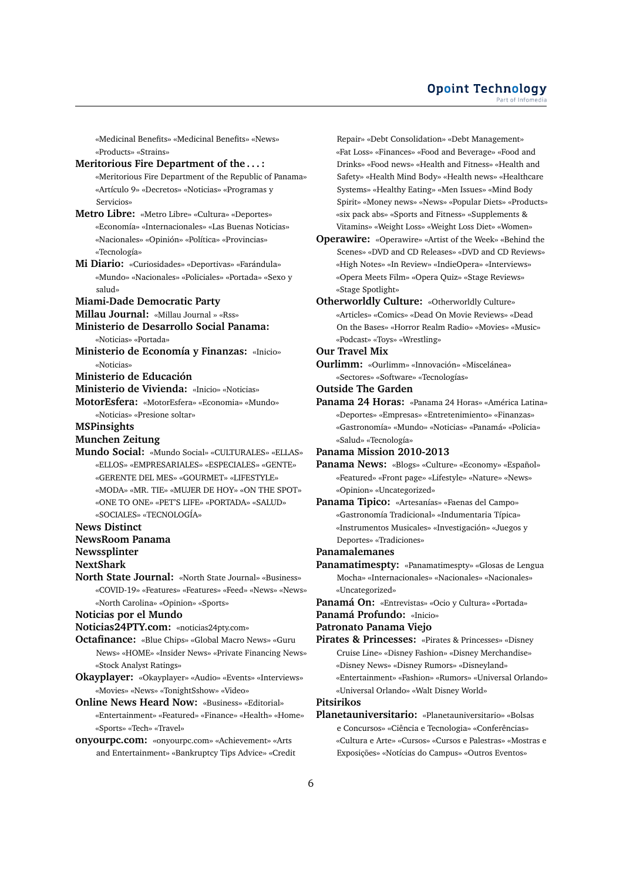«Medicinal Benefits» «Medicinal Benefits» «News» «Products» «Strains»

**Meritorious Fire Department of the . . . :** «Meritorious Fire Department of the Republic of Panama» «Artículo 9» «Decretos» «Noticias» «Programas y Servicios»

**Metro Libre:** «Metro Libre» «Cultura» «Deportes» «Economía» «Internacionales» «Las Buenas Noticias» «Nacionales» «Opinión» «Política» «Provincias» «Tecnología»

**Mi Diario:** «Curiosidades» «Deportivas» «Farándula» «Mundo» «Nacionales» «Policiales» «Portada» «Sexo y salud»

**Miami-Dade Democratic Party**

**Millau Journal:** «Millau Journal » «Rss»

**Ministerio de Desarrollo Social Panama:** «Noticias» «Portada»

**Ministerio de Economía y Finanzas:** «Inicio» «Noticias»

**Ministerio de Educación**

**Ministerio de Vivienda:** «Inicio» «Noticias»

**MotorEsfera:** «MotorEsfera» «Economia» «Mundo» «Noticias» «Presione soltar»

**MSPinsights**

**Munchen Zeitung**

**Mundo Social:** «Mundo Social» «CULTURALES» «ELLAS» «ELLOS» «EMPRESARIALES» «ESPECIALES» «GENTE» «GERENTE DEL MES» «GOURMET» «LIFESTYLE» «MODA» «MR. TIE» «MUJER DE HOY» «ON THE SPOT» «ONE TO ONE» «PET'S LIFE» «PORTADA» «SALUD» «SOCIALES» «TECNOLOGÍA»

**News Distinct**

**NewsRoom Panama**

**Newssplinter**

**NextShark**

**North State Journal:** «North State Journal» «Business» «COVID-19» «Features» «Features» «Feed» «News» «News» «North Carolina» «Opinion» «Sports»

**Noticias por el Mundo**

**Noticias24PTY.com:** «noticias24pty.com»

**Octafinance:** «Blue Chips» «Global Macro News» «Guru News» «HOME» «Insider News» «Private Financing News» «Stock Analyst Ratings»

**Okayplayer:** «Okayplayer» «Audio» «Events» «Interviews» «Movies» «News» «TonightSshow» «Video»

**Online News Heard Now:** «Business» «Editorial» «Entertainment» «Featured» «Finance» «Health» «Home» «Sports» «Tech» «Travel»

**onyourpc.com:** «onyourpc.com» «Achievement» «Arts and Entertainment» «Bankruptcy Tips Advice» «Credit Repair» «Debt Consolidation» «Debt Management» «Fat Loss» «Finances» «Food and Beverage» «Food and Drinks» «Food news» «Health and Fitness» «Health and Safety» «Health Mind Body» «Health news» «Healthcare Systems» «Healthy Eating» «Men Issues» «Mind Body Spirit» «Money news» «News» «Popular Diets» «Products» «six pack abs» «Sports and Fitness» «Supplements & Vitamins» «Weight Loss» «Weight Loss Diet» «Women»

**Operawire:** «Operawire» «Artist of the Week» «Behind the Scenes» «DVD and CD Releases» «DVD and CD Reviews» «High Notes» «In Review» «IndieOpera» «Interviews» «Opera Meets Film» «Opera Quiz» «Stage Reviews» «Stage Spotlight»

**Otherworldly Culture:** «Otherworldly Culture» «Articles» «Comics» «Dead On Movie Reviews» «Dead On the Bases» «Horror Realm Radio» «Movies» «Music» «Podcast» «Toys» «Wrestling»

**Our Travel Mix**

**Ourlimm:** «Ourlimm» «Innovación» «Miscelánea» «Sectores» «Software» «Tecnologías»

**Outside The Garden**

**Panama 24 Horas:** «Panama 24 Horas» «América Latina» «Deportes» «Empresas» «Entretenimiento» «Finanzas» «Gastronomía» «Mundo» «Noticias» «Panamá» «Policia» «Salud» «Tecnología»

**Panama Mission 2010-2013**

**Panama News:** «Blogs» «Culture» «Economy» «Español» «Featured» «Front page» «Lifestyle» «Nature» «News» «Opinion» «Uncategorized»

**Panama Tipico:** «Artesanías» «Faenas del Campo» «Gastronomía Tradicional» «Indumentaria Típica» «Instrumentos Musicales» «Investigación» «Juegos y Deportes» «Tradiciones»

**Panamalemanes**

**Panamatimespty:** «Panamatimespty» «Glosas de Lengua Mocha» «Internacionales» «Nacionales» «Nacionales» «Uncategorized»

**Panamá On:** «Entrevistas» «Ocio y Cultura» «Portada»

**Panamá Profundo:** «Inicio»

**Patronato Panama Viejo**

**Pirates & Princesses:** «Pirates & Princesses» «Disney Cruise Line» «Disney Fashion» «Disney Merchandise» «Disney News» «Disney Rumors» «Disneyland» «Entertainment» «Fashion» «Rumors» «Universal Orlando» «Universal Orlando» «Walt Disney World»

**Pitsirikos**

**Planetauniversitario:** «Planetauniversitario» «Bolsas e Concursos» «Ciência e Tecnologia» «Conferências» «Cultura e Arte» «Cursos» «Cursos e Palestras» «Mostras e Exposições» «Notícias do Campus» «Outros Eventos»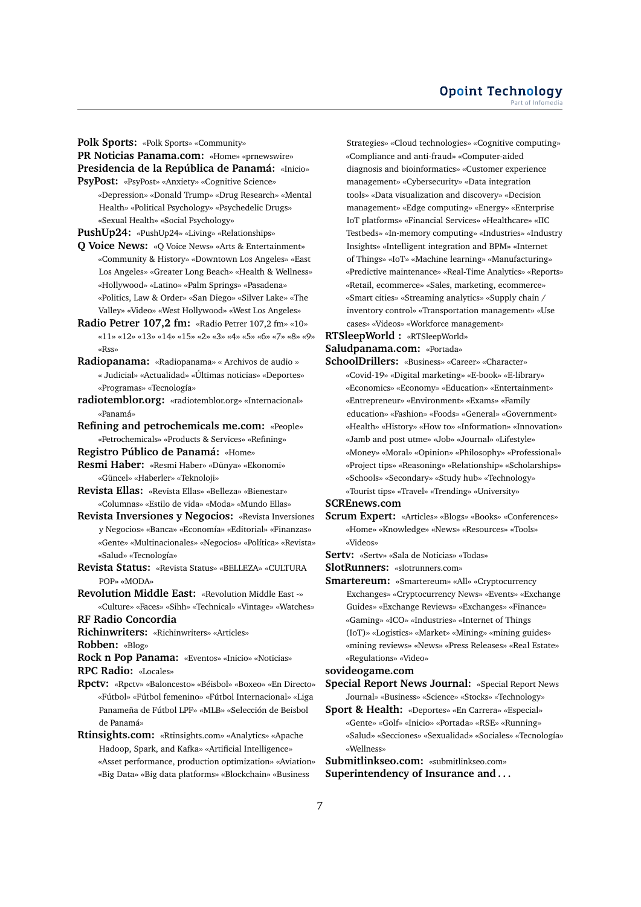**Polk Sports:** «Polk Sports» «Community»

**PR Noticias Panama.com:** «Home» «prnewswire»

**Presidencia de la República de Panamá:** «Inicio»

**PsyPost:** «PsyPost» «Anxiety» «Cognitive Science» «Depression» «Donald Trump» «Drug Research» «Mental Health» «Political Psychology» «Psychedelic Drugs» «Sexual Health» «Social Psychology»

**PushUp24:** «PushUp24» «Living» «Relationships»

**Q Voice News:** «Q Voice News» «Arts & Entertainment» «Community & History» «Downtown Los Angeles» «East Los Angeles» «Greater Long Beach» «Health & Wellness» «Hollywood» «Latino» «Palm Springs» «Pasadena» «Politics, Law & Order» «San Diego» «Silver Lake» «The Valley» «Video» «West Hollywood» «West Los Angeles»

**Radio Petrer 107,2 fm:** «Radio Petrer 107,2 fm» «10» «11» «12» «13» «14» «15» «2» «3» «4» «5» «6» «7» «8» «9» «Rss»

**Radiopanama:** «Radiopanama» « Archivos de audio » « Judicial» «Actualidad» «Últimas noticias» «Deportes» «Programas» «Tecnología»

**radiotemblor.org:** «radiotemblor.org» «Internacional» «Panamá»

**Refining and petrochemicals me.com:** «People» «Petrochemicals» «Products & Services» «Refining»

**Registro Público de Panamá:** «Home»

**Resmi Haber:** «Resmi Haber» «Dünya» «Ekonomi» «Güncel» «Haberler» «Teknoloji»

**Revista Ellas:** «Revista Ellas» «Belleza» «Bienestar» «Columnas» «Estilo de vida» «Moda» «Mundo Ellas»

**Revista Inversiones y Negocios:** «Revista Inversiones y Negocios» «Banca» «Economía» «Editorial» «Finanzas» «Gente» «Multinacionales» «Negocios» «Política» «Revista» «Salud» «Tecnología»

**Revista Status:** «Revista Status» «BELLEZA» «CULTURA POP» «MODA»

**Revolution Middle East:** «Revolution Middle East -» «Culture» «Faces» «Sihh» «Technical» «Vintage» «Watches»

**RF Radio Concordia**

**Richinwriters:** «Richinwriters» «Articles»

**Robben:** «Blog»

**Rock n Pop Panama:** «Eventos» «Inicio» «Noticias»

**RPC Radio:** «Locales»

**Rpctv:** «Rpctv» «Baloncesto» «Béisbol» «Boxeo» «En Directo» «Fútbol» «Fútbol femenino» «Fútbol Internacional» «Liga Panameña de Fútbol LPF» «MLB» «Selección de Beisbol de Panamá»

**Rtinsights.com:** «Rtinsights.com» «Analytics» «Apache Hadoop, Spark, and Kafka» «Artificial Intelligence» «Asset performance, production optimization» «Aviation» «Big Data» «Big data platforms» «Blockchain» «Business Strategies» «Cloud technologies» «Cognitive computing» «Compliance and anti-fraud» «Computer-aided diagnosis and bioinformatics» «Customer experience management» «Cybersecurity» «Data integration tools» «Data visualization and discovery» «Decision management» «Edge computing» «Energy» «Enterprise IoT platforms» «Financial Services» «Healthcare» «IIC Testbeds» «In-memory computing» «Industries» «Industry Insights» «Intelligent integration and BPM» «Internet of Things» «IoT» «Machine learning» «Manufacturing» «Predictive maintenance» «Real-Time Analytics» «Reports» «Retail, ecommerce» «Sales, marketing, ecommerce» «Smart cities» «Streaming analytics» «Supply chain / inventory control» «Transportation management» «Use cases» «Videos» «Workforce management»

**RTSleepWorld :** «RTSleepWorld»

**Saludpanama.com:** «Portada»

**SchoolDrillers:** «Business» «Career» «Character» «Covid-19» «Digital marketing» «E-book» «E-library» «Economics» «Economy» «Education» «Entertainment» «Entrepreneur» «Environment» «Exams» «Family education» «Fashion» «Foods» «General» «Government» «Health» «History» «How to» «Information» «Innovation» «Jamb and post utme» «Job» «Journal» «Lifestyle» «Money» «Moral» «Opinion» «Philosophy» «Professional» «Project tips» «Reasoning» «Relationship» «Scholarships» «Schools» «Secondary» «Study hub» «Technology» «Tourist tips» «Travel» «Trending» «University»

**SCREnews.com**

**Scrum Expert:** «Articles» «Blogs» «Books» «Conferences» «Home» «Knowledge» «News» «Resources» «Tools» «Videos»

**Sertv:** «Sertv» «Sala de Noticias» «Todas»

**SlotRunners:** «slotrunners.com»

**Smartereum:** «Smartereum» «All» «Cryptocurrency Exchanges» «Cryptocurrency News» «Events» «Exchange Guides» «Exchange Reviews» «Exchanges» «Finance» «Gaming» «ICO» «Industries» «Internet of Things (IoT)» «Logistics» «Market» «Mining» «mining guides» «mining reviews» «News» «Press Releases» «Real Estate» «Regulations» «Video»

**sovideogame.com**

**Special Report News Journal:** «Special Report News Journal» «Business» «Science» «Stocks» «Technology»

**Sport & Health:** «Deportes» «En Carrera» «Especial» «Gente» «Golf» «Inicio» «Portada» «RSE» «Running» «Salud» «Secciones» «Sexualidad» «Sociales» «Tecnología» «Wellness»

**Submitlinkseo.com:** «submitlinkseo.com»

**Superintendency of Insurance and . . .**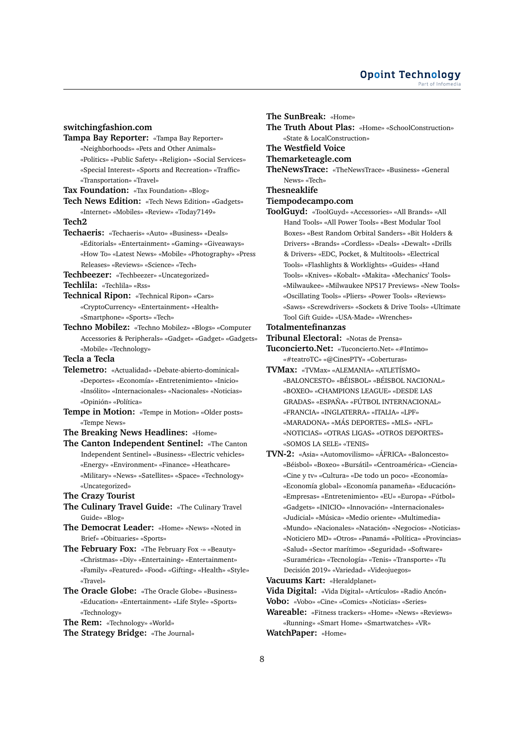**switchingfashion.com**

**Tampa Bay Reporter:** «Tampa Bay Reporter» «Neighborhoods» «Pets and Other Animals» «Politics» «Public Safety» «Religion» «Social Services» «Special Interest» «Sports and Recreation» «Traffic» «Transportation» «Travel»

**Tax Foundation:** «Tax Foundation» «Blog»

**Tech News Edition:** «Tech News Edition» «Gadgets» «Internet» «Mobiles» «Review» «Today7149»

**Tech2**

**Techaeris:** «Techaeris» «Auto» «Business» «Deals» «Editorials» «Entertainment» «Gaming» «Giveaways» «How To» «Latest News» «Mobile» «Photography» «Press Releases» «Reviews» «Science» «Tech»

**Techbeezer:** «Techbeezer» «Uncategorized»

**Techlila:** «Techlila» «Rss»

**Technical Ripon:** «Technical Ripon» «Cars» «CryptoCurrency» «Entertainment» «Health» «Smartphone» «Sports» «Tech»

**Techno Mobilez:** «Techno Mobilez» «Blogs» «Computer Accessories & Peripherals» «Gadget» «Gadget» «Gadgets» «Mobile» «Technology»

**Tecla a Tecla**

**Telemetro:** «Actualidad» «Debate-abierto-dominical» «Deportes» «Economía» «Entretenimiento» «Inicio» «Insólito» «Internacionales» «Nacionales» «Noticias» «Opinión» «Política»

**Tempe in Motion:** «Tempe in Motion» «Older posts» «Tempe News»

**The Breaking News Headlines:** «Home»

**The Canton Independent Sentinel:** «The Canton Independent Sentinel» «Business» «Electric vehicles» «Energy» «Environment» «Finance» «Heathcare» «Military» «News» «Satellites» «Space» «Technology» «Uncategorized»

**The Crazy Tourist**

**The Culinary Travel Guide:** «The Culinary Travel Guide» «Blog»

**The Democrat Leader:** «Home» «News» «Noted in Brief» «Obituaries» «Sports»

**The February Fox:** «The February Fox -» «Beauty» «Christmas» «Diy» «Entertaining» «Entertainment» «Family» «Featured» «Food» «Gifting» «Health» «Style» «Travel»

**The Oracle Globe:** «The Oracle Globe» «Business» «Education» «Entertainment» «Life Style» «Sports» «Technology»

**The Rem:** «Technology» «World»

**The Strategy Bridge:** «The Journal»

**The SunBreak:** «Home»

**The Truth About Plas:** «Home» «SchoolConstruction» «State & LocalConstruction»

**The Westfield Voice**

**Themarketeagle.com**

**TheNewsTrace:** «TheNewsTrace» «Business» «General News» «Tech»

**Thesneaklife**

**Tiempodecampo.com**

**ToolGuyd:** «ToolGuyd» «Accessories» «All Brands» «All Hand Tools» «All Power Tools» «Best Modular Tool Boxes» «Best Random Orbital Sanders» «Bit Holders & Drivers» «Brands» «Cordless» «Deals» «Dewalt» «Drills & Drivers» «EDC, Pocket, & Multitools» «Electrical Tools» «Flashlights & Worklights» «Guides» «Hand Tools» «Knives» «Kobalt» «Makita» «Mechanics' Tools» «Milwaukee» «Milwaukee NPS17 Previews» «New Tools» «Oscillating Tools» «Pliers» «Power Tools» «Reviews» «Saws» «Screwdrivers» «Sockets & Drive Tools» «Ultimate Tool Gift Guide» «USA-Made» «Wrenches»

**Totalmentefinanzas**

**Tribunal Electoral:** «Notas de Prensa»

**Tuconcierto.Net:** «Tuconcierto.Net» «#Intimo» «#teatroTC» «@CinesPTY» «Coberturas»

**TVMax:** «TVMax» «ALEMANIA» «ATLETÍSMO» «BALONCESTO» «BÉISBOL» «BÉISBOL NACIONAL» «BOXEO» «CHAMPIONS LEAGUE» «DESDE LAS GRADAS» «ESPAÑA» «FÚTBOL INTERNACIONAL» «FRANCIA» «INGLATERRA» «ITALIA» «LPF» «MARADONA» «MÁS DEPORTES» «MLS» «NFL» «NOTICIAS» «OTRAS LIGAS» «OTROS DEPORTES» «SOMOS LA SELE» «TENIS»

**TVN-2:** «Asia» «Automovilismo» «ÁFRICA» «Baloncesto» «Béisbol» «Boxeo» «Bursátil» «Centroamérica» «Ciencia» «Cine y tv» «Cultura» «De todo un poco» «Economía» «Economía global» «Economía panameña» «Educación» «Empresas» «Entretenimiento» «EU» «Europa» «Fútbol» «Gadgets» «INICIO» «Innovación» «Internacionales» «Judicial» «Música» «Medio oriente» «Multimedia» «Mundo» «Nacionales» «Natación» «Negocios» «Noticias» «Noticiero MD» «Otros» «Panamá» «Política» «Provincias» «Salud» «Sector marítimo» «Seguridad» «Software» «Suramérica» «Tecnología» «Tenis» «Transporte» «Tu Decisión 2019» «Variedad» «Videojuegos»

**Vacuums Kart:** «Heraldplanet»

**Vida Digital:** «Vida Digital» «Artículos» «Radio Ancón»

**Vobo:** «Vobo» «Cine» «Comics» «Noticias» «Series»

**Wareable:** «Fitness trackers» «Home» «News» «Reviews» «Running» «Smart Home» «Smartwatches» «VR»

**WatchPaper:** «Home»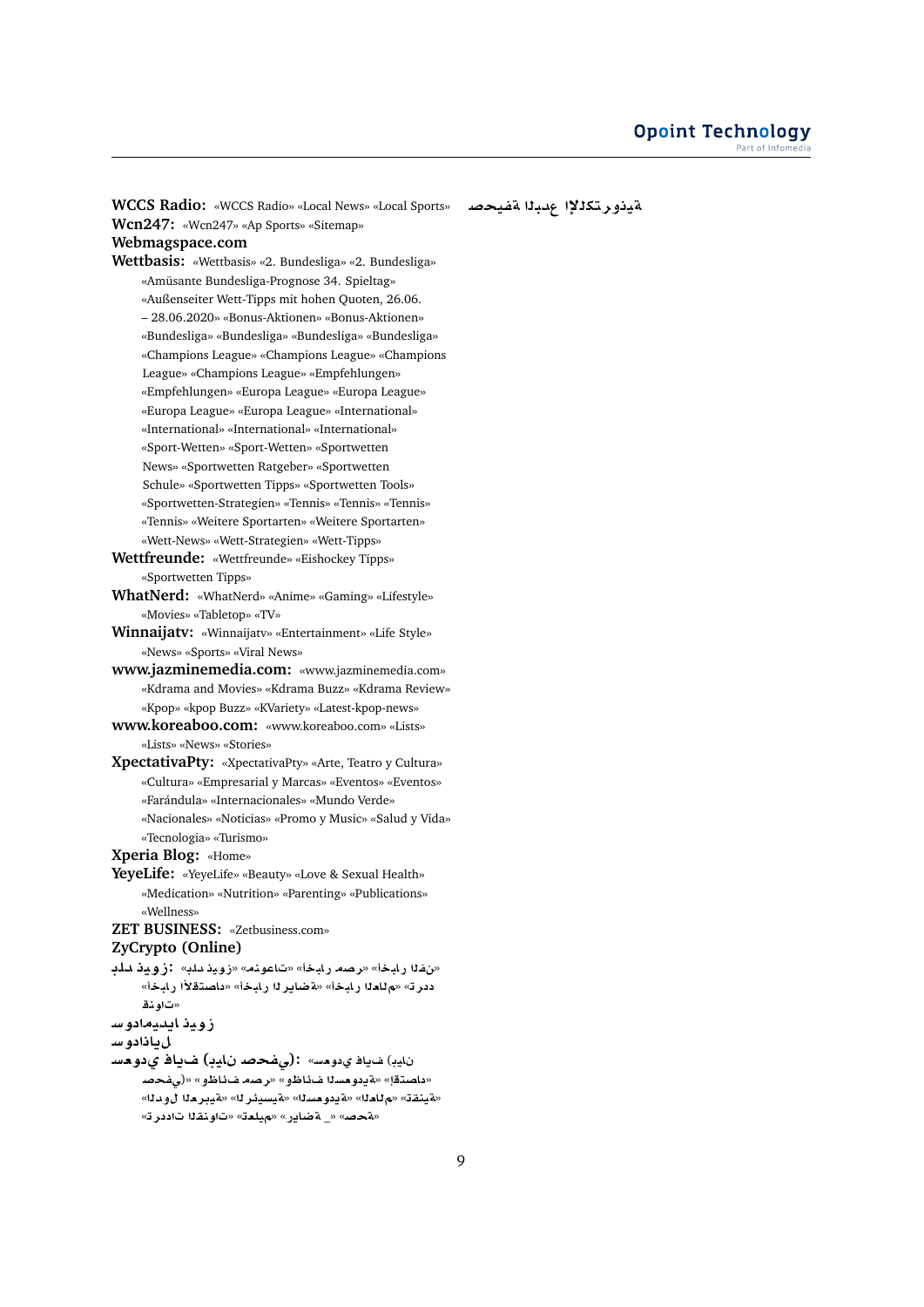**WCCS Radio:** «WCCS Radio» «Local News» «Local Sports»

**Wcn247:** «Wcn247» «Ap Sports» «Sitemap»

**Webmagspace.com**

**Wettbasis:** «Wettbasis» «2. Bundesliga» «2. Bundesliga» «Amüsante Bundesliga-Prognose 34. Spieltag» «Außenseiter Wett-Tipps mit hohen Quoten, 26.06. – 28.06.2020» «Bonus-Aktionen» «Bonus-Aktionen» «Bundesliga» «Bundesliga» «Bundesliga» «Bundesliga» «Champions League» «Champions League» «Champions League» «Champions League» «Empfehlungen» «Empfehlungen» «Europa League» «Europa League» «Europa League» «Europa League» «International» «International» «International» «International» «Sport-Wetten» «Sport-Wetten» «Sportwetten News» «Sportwetten Ratgeber» «Sportwetten Schule» «Sportwetten Tipps» «Sportwetten Tools» «Sportwetten-Strategien» «Tennis» «Tennis» «Tennis» «Tennis» «Weitere Sportarten» «Weitere Sportarten» «Wett-News» «Wett-Strategien» «Wett-Tipps»

**Wettfreunde:** «Wettfreunde» «Eishockey Tipps» «Sportwetten Tipps»

**WhatNerd:** «WhatNerd» «Anime» «Gaming» «Lifestyle» «Movies» «Tabletop» «TV»

**Winnaijatv:** «Winnaijatv» «Entertainment» «Life Style» «News» «Sports» «Viral News»

**www.jazminemedia.com:** «www.jazminemedia.com» «Kdrama and Movies» «Kdrama Buzz» «Kdrama Review» «Kpop» «kpop Buzz» «KVariety» «Latest-kpop-news»

**www.koreaboo.com:** «www.koreaboo.com» «Lists» «Lists» «News» «Stories»

**XpectativaPty:** «XpectativaPty» «Arte, Teatro y Cultura» «Cultura» «Empresarial y Marcas» «Eventos» «Eventos» «Farándula» «Internacionales» «Mundo Verde» «Nacionales» «Noticias» «Promo y Music» «Salud y Vida» «Tecnologia» «Turismo»

**Xperia Blog:** «Home»

**YeyeLife:** «YeyeLife» «Beauty» «Love & Sexual Health» «Medication» «Nutrition» «Parenting» «Publications» «Wellness»

**ZET BUSINESS:** «Zetbusiness.com»

**ZyCrypto (Online)**

**زويذ دلب:** «زويذ دلب» «تاعونم» «رصم رابخأ» «نفلا رابخأ» «داصتقلأا رابخأ» «ةضايرلا رابخأ» «ملاعلا رابخأ» «ددرت تاونق»

**زويذ ايديمادوس**

**لياذادوس**

**يدوعس فياف (يفحصد ناياد):** «يدوعس فياف (يفحصد ناياد)» «رصم فئاظو» «ةيدوعسلا فئاظو» «داصتقإ» «ةيبرعلا لودلا» «ةيسيئرلا» «ةيدوعسلا» «ملاعلا» «ةينقت» «تاونقلا تاددرت» «ميلعت» «ةضاير» «_ ةحص»

**ةيذورتكلإلا عدبلا ةفيحص**